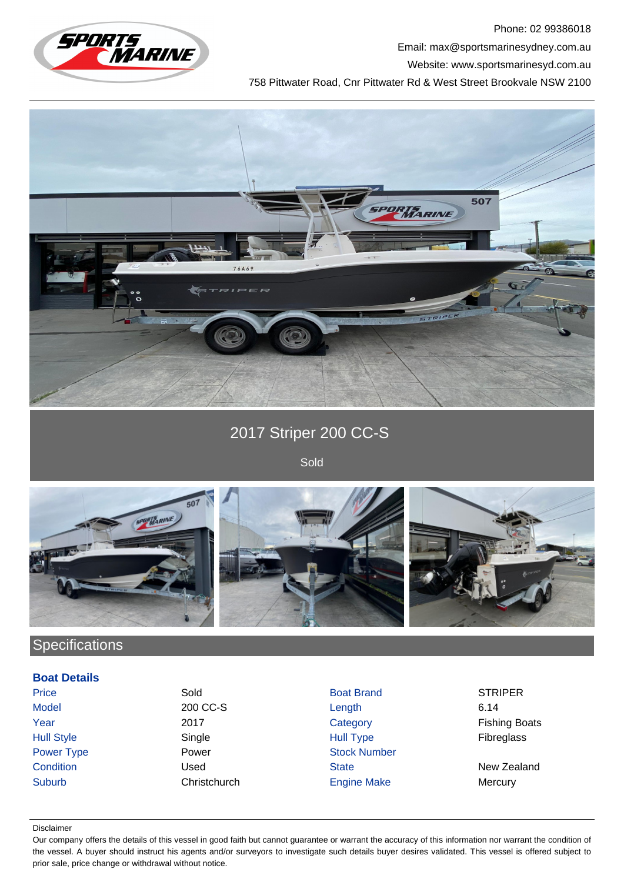Phone: 02 99386018

Email: max@sportsmarinesydney.com.au

Website: www.sportsmarinesyd.com.au

758 Pittwater Road, Cnr Pittwater Rd & West Street Brookvale NSW 2100

# 2017 Striper 200 CC-S

Sold

## Specifications

### Boat Details

| | | | |
|---|---|---|---|
| Price | Sold | Boat Brand | STRIPER |
| Model | 200 CC-S | Length | 6.14 |
| Year | 2017 | Category | Fishing Boats |
| Hull Style | Single | Hull Type | Fibreglass |
| Power Type | Power | Stock Number | |
| Condition | Used | State | New Zealand |
| Suburb | Christchurch | Engine Make | Mercury |

Disclaimer

Our company offers the details of this vessel in good faith but cannot guarantee or warrant the accuracy of this information nor warrant the condition of the vessel. A buyer should instruct his agents and/or surveyors to investigate such details buyer desires validated. This vessel is offered subject to prior sale, price change or withdrawal without notice.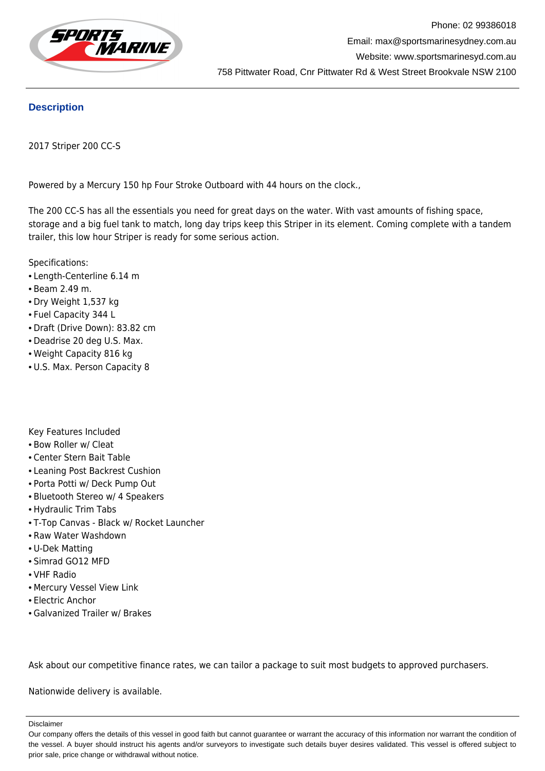## Description

2017 Striper 200 CC-S

Powered by a Mercury 150 hp Four Stroke Outboard with 44 hours on the clock.,

The 200 CC-S has all the essentials you need for great days on the water. With vast amounts of fishing space, storage and a big fuel tank to match, long day trips keep this Striper in its element. Coming complete with a tandem trailer, this low hour Striper is ready for some serious action.

Specifications:

- Length-Centerline 6.14 m
- Beam 2.49 m.
- Dry Weight 1,537 kg
- Fuel Capacity 344 L
- Draft (Drive Down): 83.82 cm
- Deadrise 20 deg U.S. Max.
- Weight Capacity 816 kg
- U.S. Max. Person Capacity 8

Key Features Included

- Bow Roller w/ Cleat
- Center Stern Bait Table
- Leaning Post Backrest Cushion
- Porta Potti w/ Deck Pump Out
- Bluetooth Stereo w/ 4 Speakers
- Hydraulic Trim Tabs
- T-Top Canvas - Black w/ Rocket Launcher
- Raw Water Washdown
- U-Dek Matting
- Simrad GO12 MFD
- VHF Radio
- Mercury Vessel View Link
- Electric Anchor
- Galvanized Trailer w/ Brakes

Ask about our competitive finance rates, we can tailor a package to suit most budgets to approved purchasers.

Nationwide delivery is available.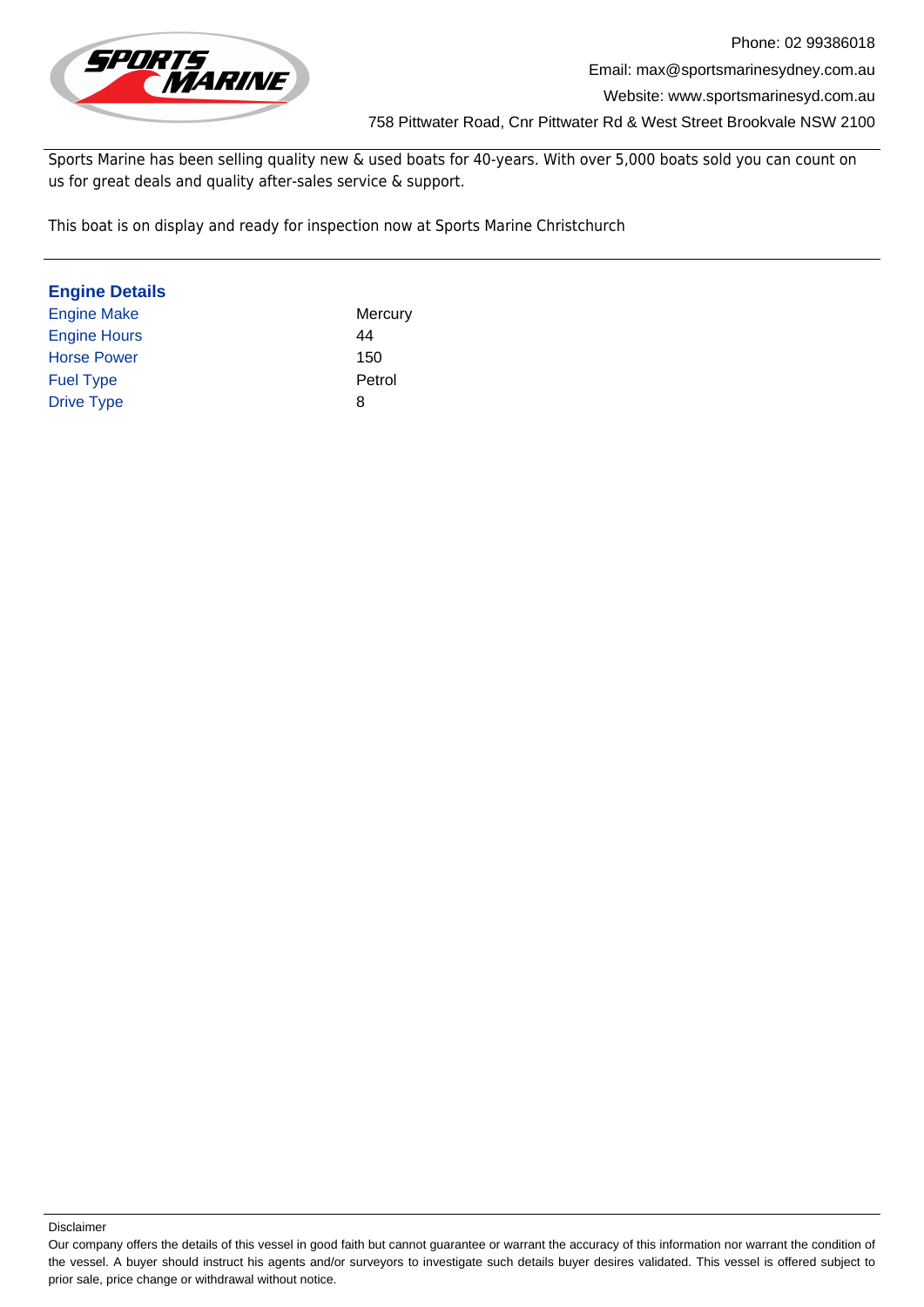Phone: 02 99386018

Email: max@sportsmarinesydney.com.au

Website: www.sportsmarinesyd.com.au

758 Pittwater Road, Cnr Pittwater Rd & West Street Brookvale NSW 2100

Sports Marine has been selling quality new & used boats for 40-years. With over 5,000 boats sold you can count on us for great deals and quality after-sales service & support.

This boat is on display and ready for inspection now at Sports Marine Christchurch

## Engine Details

| | |
|---|---|
| Engine Make | Mercury |
| Engine Hours | 44 |
| Horse Power | 150 |
| Fuel Type | Petrol |
| Drive Type | 8 |

Disclaimer

Our company offers the details of this vessel in good faith but cannot guarantee or warrant the accuracy of this information nor warrant the condition of the vessel. A buyer should instruct his agents and/or surveyors to investigate such details buyer desires validated. This vessel is offered subject to prior sale, price change or withdrawal without notice.